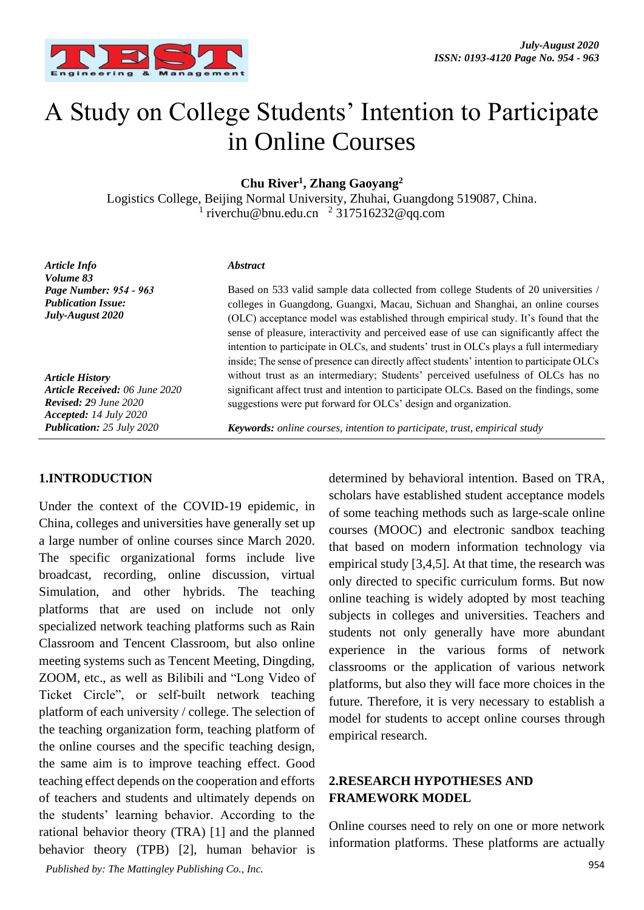# A Study on College Students' Intention to Participate in Online Courses

**Chu River[1], Zhang Gaoyang[2]**

Logistics College, Beijing Normal University, Zhuhai, Guangdong 519087, China.
[1] riverchu@bnu.edu.cn [2] 317516232@qq.com

*Article Info*
*Volume 83*
*Page Number: 954 - 963*
*Publication Issue:*
*July-August 2020*

*Article History*
*Article Received: 06 June 2020*
*Revised: 29 June 2020*
*Accepted: 14 July 2020*
*Publication: 25 July 2020*

***Abstract***

Based on 533 valid sample data collected from college Students of 20 universities / colleges in Guangdong, Guangxi, Macau, Sichuan and Shanghai, an online courses (OLC) acceptance model was established through empirical study. It's found that the sense of pleasure, interactivity and perceived ease of use can significantly affect the intention to participate in OLCs, and students' trust in OLCs plays a full intermediary inside; The sense of presence can directly affect students' intention to participate OLCs without trust as an intermediary; Students' perceived usefulness of OLCs has no significant affect trust and intention to participate OLCs. Based on the findings, some suggestions were put forward for OLCs' design and organization.

***Keywords:*** *online courses, intention to participate, trust, empirical study*

## 1.INTRODUCTION

Under the context of the COVID-19 epidemic, in China, colleges and universities have generally set up a large number of online courses since March 2020. The specific organizational forms include live broadcast, recording, online discussion, virtual Simulation, and other hybrids. The teaching platforms that are used on include not only specialized network teaching platforms such as Rain Classroom and Tencent Classroom, but also online meeting systems such as Tencent Meeting, Dingding, ZOOM, etc., as well as Bilibili and "Long Video of Ticket Circle", or self-built network teaching platform of each university / college. The selection of the teaching organization form, teaching platform of the online courses and the specific teaching design, the same aim is to improve teaching effect. Good teaching effect depends on the cooperation and efforts of teachers and students and ultimately depends on the students' learning behavior. According to the rational behavior theory (TRA) [1] and the planned behavior theory (TPB) [2], human behavior is determined by behavioral intention. Based on TRA, scholars have established student acceptance models of some teaching methods such as large-scale online courses (MOOC) and electronic sandbox teaching that based on modern information technology via empirical study [3,4,5]. At that time, the research was only directed to specific curriculum forms. But now online teaching is widely adopted by most teaching subjects in colleges and universities. Teachers and students not only generally have more abundant experience in the various forms of network classrooms or the application of various network platforms, but also they will face more choices in the future. Therefore, it is very necessary to establish a model for students to accept online courses through empirical research.

## 2.RESEARCH HYPOTHESES AND FRAMEWORK MODEL

Online courses need to rely on one or more network information platforms. These platforms are actually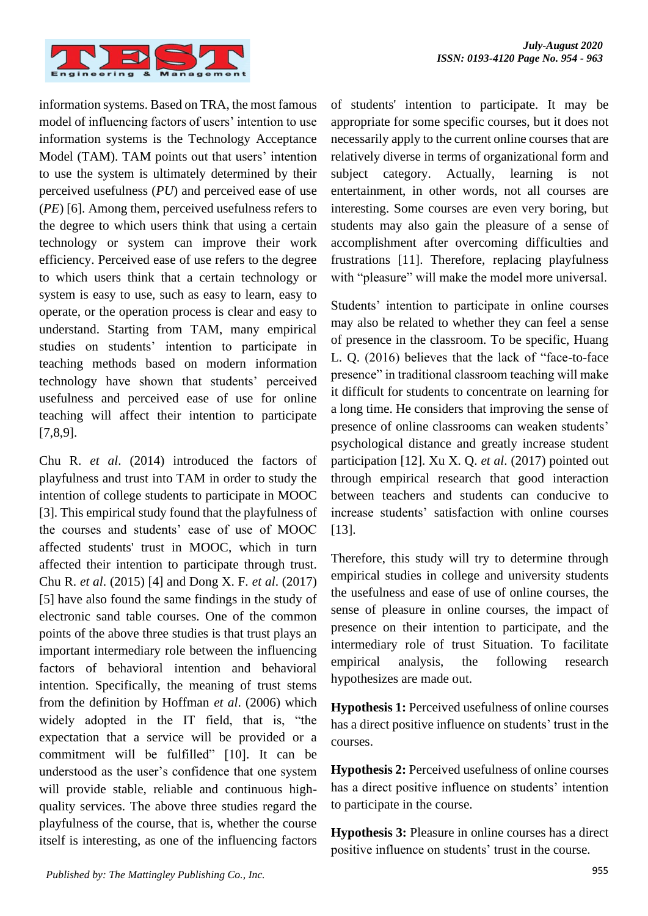information systems. Based on TRA, the most famous model of influencing factors of users' intention to use information systems is the Technology Acceptance Model (TAM). TAM points out that users' intention to use the system is ultimately determined by their perceived usefulness (*PU*) and perceived ease of use (*PE*) [6]. Among them, perceived usefulness refers to the degree to which users think that using a certain technology or system can improve their work efficiency. Perceived ease of use refers to the degree to which users think that a certain technology or system is easy to use, such as easy to learn, easy to operate, or the operation process is clear and easy to understand. Starting from TAM, many empirical studies on students' intention to participate in teaching methods based on modern information technology have shown that students' perceived usefulness and perceived ease of use for online teaching will affect their intention to participate [7,8,9].

Chu R. *et al*. (2014) introduced the factors of playfulness and trust into TAM in order to study the intention of college students to participate in MOOC [3]. This empirical study found that the playfulness of the courses and students' ease of use of MOOC affected students' trust in MOOC, which in turn affected their intention to participate through trust. Chu R. *et al*. (2015) [4] and Dong X. F. *et al*. (2017) [5] have also found the same findings in the study of electronic sand table courses. One of the common points of the above three studies is that trust plays an important intermediary role between the influencing factors of behavioral intention and behavioral intention. Specifically, the meaning of trust stems from the definition by Hoffman *et al*. (2006) which widely adopted in the IT field, that is, "the expectation that a service will be provided or a commitment will be fulfilled" [10]. It can be understood as the user's confidence that one system will provide stable, reliable and continuous high-quality services. The above three studies regard the playfulness of the course, that is, whether the course itself is interesting, as one of the influencing factors of students' intention to participate. It may be appropriate for some specific courses, but it does not necessarily apply to the current online courses that are relatively diverse in terms of organizational form and subject category. Actually, learning is not entertainment, in other words, not all courses are interesting. Some courses are even very boring, but students may also gain the pleasure of a sense of accomplishment after overcoming difficulties and frustrations [11]. Therefore, replacing playfulness with "pleasure" will make the model more universal.

Students' intention to participate in online courses may also be related to whether they can feel a sense of presence in the classroom. To be specific, Huang L. Q. (2016) believes that the lack of "face-to-face presence" in traditional classroom teaching will make it difficult for students to concentrate on learning for a long time. He considers that improving the sense of presence of online classrooms can weaken students' psychological distance and greatly increase student participation [12]. Xu X. Q. *et al*. (2017) pointed out through empirical research that good interaction between teachers and students can conducive to increase students' satisfaction with online courses [13].

Therefore, this study will try to determine through empirical studies in college and university students the usefulness and ease of use of online courses, the sense of pleasure in online courses, the impact of presence on their intention to participate, and the intermediary role of trust Situation. To facilitate empirical analysis, the following research hypothesizes are made out.

**Hypothesis 1:** Perceived usefulness of online courses has a direct positive influence on students' trust in the courses.

**Hypothesis 2:** Perceived usefulness of online courses has a direct positive influence on students' intention to participate in the course.

**Hypothesis 3:** Pleasure in online courses has a direct positive influence on students' trust in the course.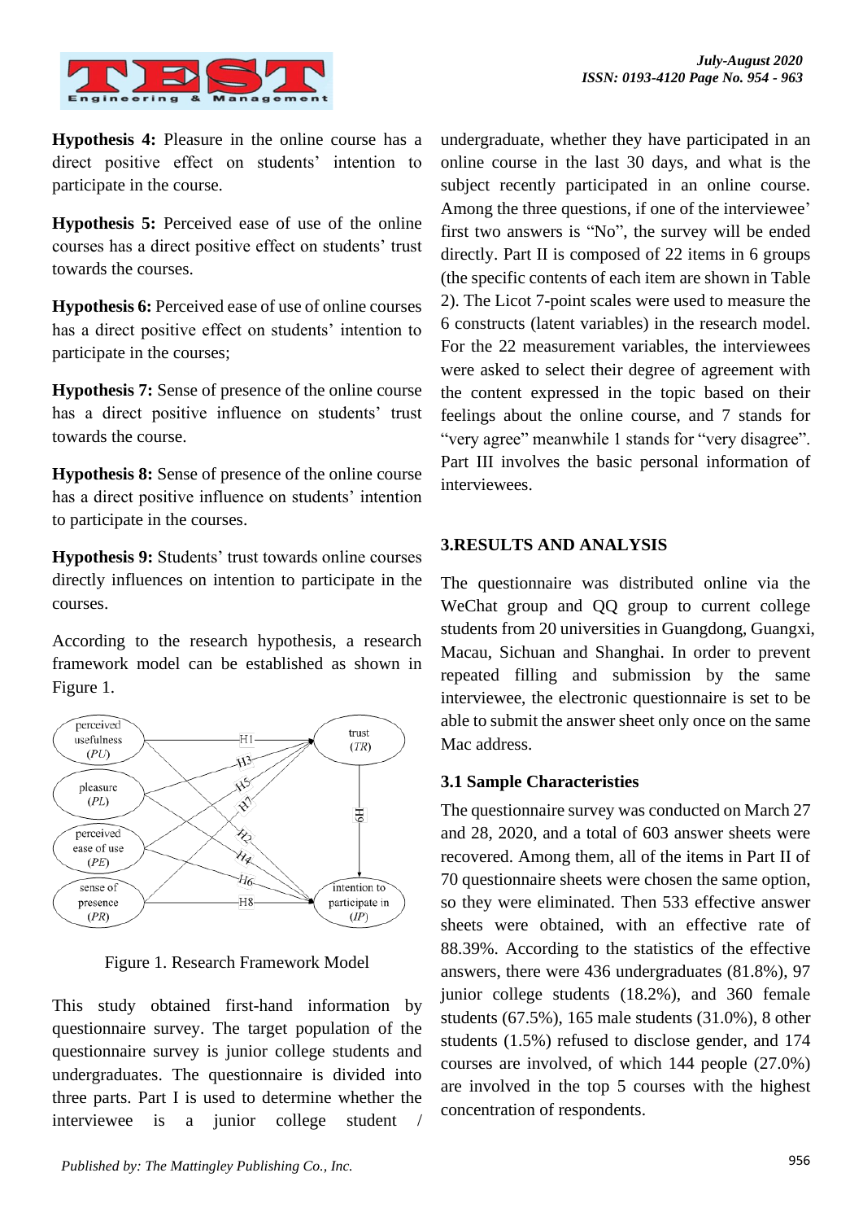**Hypothesis 4:** Pleasure in the online course has a direct positive effect on students' intention to participate in the course.

**Hypothesis 5:** Perceived ease of use of the online courses has a direct positive effect on students' trust towards the courses.

**Hypothesis 6:** Perceived ease of use of online courses has a direct positive effect on students' intention to participate in the courses;

**Hypothesis 7:** Sense of presence of the online course has a direct positive influence on students' trust towards the course.

**Hypothesis 8:** Sense of presence of the online course has a direct positive influence on students' intention to participate in the courses.

**Hypothesis 9:** Students' trust towards online courses directly influences on intention to participate in the courses.

According to the research hypothesis, a research framework model can be established as shown in Figure 1.

Figure 1. Research Framework Model

This study obtained first-hand information by questionnaire survey. The target population of the questionnaire survey is junior college students and undergraduates. The questionnaire is divided into three parts. Part I is used to determine whether the interviewee is a junior college student / undergraduate, whether they have participated in an online course in the last 30 days, and what is the subject recently participated in an online course. Among the three questions, if one of the interviewee' first two answers is "No", the survey will be ended directly. Part II is composed of 22 items in 6 groups (the specific contents of each item are shown in Table 2). The Licot 7-point scales were used to measure the 6 constructs (latent variables) in the research model. For the 22 measurement variables, the interviewees were asked to select their degree of agreement with the content expressed in the topic based on their feelings about the online course, and 7 stands for "very agree" meanwhile 1 stands for "very disagree". Part III involves the basic personal information of interviewees.

## 3.RESULTS AND ANALYSIS

The questionnaire was distributed online via the WeChat group and QQ group to current college students from 20 universities in Guangdong, Guangxi, Macau, Sichuan and Shanghai. In order to prevent repeated filling and submission by the same interviewee, the electronic questionnaire is set to be able to submit the answer sheet only once on the same Mac address.

### 3.1 Sample Characteristies

The questionnaire survey was conducted on March 27 and 28, 2020, and a total of 603 answer sheets were recovered. Among them, all of the items in Part II of 70 questionnaire sheets were chosen the same option, so they were eliminated. Then 533 effective answer sheets were obtained, with an effective rate of 88.39%. According to the statistics of the effective answers, there were 436 undergraduates (81.8%), 97 junior college students (18.2%), and 360 female students (67.5%), 165 male students (31.0%), 8 other students (1.5%) refused to disclose gender, and 174 courses are involved, of which 144 people (27.0%) are involved in the top 5 courses with the highest concentration of respondents.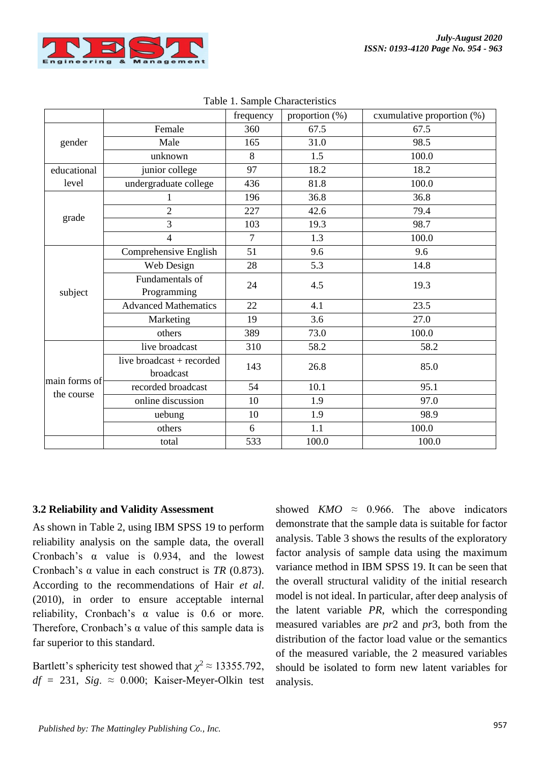Table 1. Sample Characteristics

| | | frequency | proportion (%) | cxumulative proportion (%) |
|---|---|---|---|---|
| gender | Female | 360 | 67.5 | 67.5 |
| | Male | 165 | 31.0 | 98.5 |
| | unknown | 8 | 1.5 | 100.0 |
| educational level | junior college | 97 | 18.2 | 18.2 |
| | undergraduate college | 436 | 81.8 | 100.0 |
| grade | 1 | 196 | 36.8 | 36.8 |
| | 2 | 227 | 42.6 | 79.4 |
| | 3 | 103 | 19.3 | 98.7 |
| | 4 | 7 | 1.3 | 100.0 |
| subject | Comprehensive English | 51 | 9.6 | 9.6 |
| | Web Design | 28 | 5.3 | 14.8 |
| | Fundamentals of Programming | 24 | 4.5 | 19.3 |
| | Advanced Mathematics | 22 | 4.1 | 23.5 |
| | Marketing | 19 | 3.6 | 27.0 |
| | others | 389 | 73.0 | 100.0 |
| main forms of the course | live broadcast | 310 | 58.2 | 58.2 |
| | live broadcast + recorded broadcast | 143 | 26.8 | 85.0 |
| | recorded broadcast | 54 | 10.1 | 95.1 |
| | online discussion | 10 | 1.9 | 97.0 |
| | uebung | 10 | 1.9 | 98.9 |
| | others | 6 | 1.1 | 100.0 |
| | total | 533 | 100.0 | 100.0 |

### 3.2 Reliability and Validity Assessment

As shown in Table 2, using IBM SPSS 19 to perform reliability analysis on the sample data, the overall Cronbach's α value is 0.934, and the lowest Cronbach's α value in each construct is *TR* (0.873). According to the recommendations of Hair *et al*. (2010), in order to ensure acceptable internal reliability, Cronbach's α value is 0.6 or more. Therefore, Cronbach's α value of this sample data is far superior to this standard.

Bartlett's sphericity test showed that $\chi^2 \approx 13355.792$, $df = 231$, $Sig. \approx 0.000$; Kaiser-Meyer-Olkin test showed $KMO \approx 0.966$. The above indicators demonstrate that the sample data is suitable for factor analysis. Table 3 shows the results of the exploratory factor analysis of sample data using the maximum variance method in IBM SPSS 19. It can be seen that the overall structural validity of the initial research model is not ideal. In particular, after deep analysis of the latent variable *PR*, which the corresponding measured variables are *pr*2 and *pr*3, both from the distribution of the factor load value or the semantics of the measured variable, the 2 measured variables should be isolated to form new latent variables for analysis.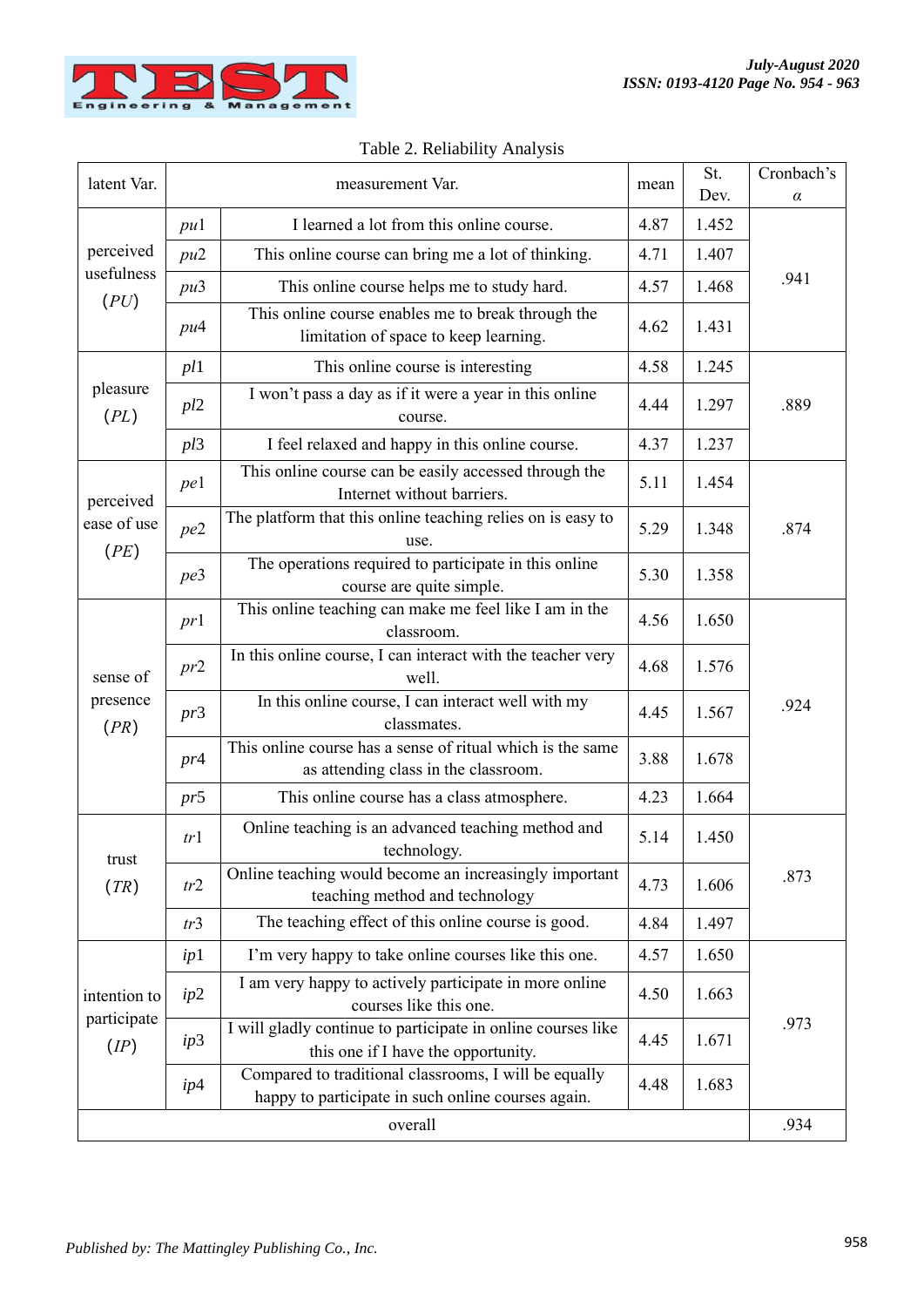Table 2. Reliability Analysis

| latent Var. | measurement Var. | | mean | St. Dev. | Cronbach's $\alpha$ |
|---|---|---|---|---|---|
| perceived usefulness ($PU$) | $pu1$ | I learned a lot from this online course. | 4.87 | 1.452 | .941 |
| | $pu2$ | This online course can bring me a lot of thinking. | 4.71 | 1.407 | |
| | $pu3$ | This online course helps me to study hard. | 4.57 | 1.468 | |
| | $pu4$ | This online course enables me to break through the limitation of space to keep learning. | 4.62 | 1.431 | |
| pleasure ($PL$) | $pl1$ | This online course is interesting | 4.58 | 1.245 | .889 |
| | $pl2$ | I won't pass a day as if it were a year in this online course. | 4.44 | 1.297 | |
| | $pl3$ | I feel relaxed and happy in this online course. | 4.37 | 1.237 | |
| perceived ease of use ($PE$) | $pe1$ | This online course can be easily accessed through the Internet without barriers. | 5.11 | 1.454 | .874 |
| | $pe2$ | The platform that this online teaching relies on is easy to use. | 5.29 | 1.348 | |
| | $pe3$ | The operations required to participate in this online course are quite simple. | 5.30 | 1.358 | |
| sense of presence ($PR$) | $pr1$ | This online teaching can make me feel like I am in the classroom. | 4.56 | 1.650 | .924 |
| | $pr2$ | In this online course, I can interact with the teacher very well. | 4.68 | 1.576 | |
| | $pr3$ | In this online course, I can interact well with my classmates. | 4.45 | 1.567 | |
| | $pr4$ | This online course has a sense of ritual which is the same as attending class in the classroom. | 3.88 | 1.678 | |
| | $pr5$ | This online course has a class atmosphere. | 4.23 | 1.664 | |
| trust ($TR$) | $tr1$ | Online teaching is an advanced teaching method and technology. | 5.14 | 1.450 | .873 |
| | $tr2$ | Online teaching would become an increasingly important teaching method and technology | 4.73 | 1.606 | |
| | $tr3$ | The teaching effect of this online course is good. | 4.84 | 1.497 | |
| intention to participate ($IP$) | $ip1$ | I'm very happy to take online courses like this one. | 4.57 | 1.650 | .973 |
| | $ip2$ | I am very happy to actively participate in more online courses like this one. | 4.50 | 1.663 | |
| | $ip3$ | I will gladly continue to participate in online courses like this one if I have the opportunity. | 4.45 | 1.671 | |
| | $ip4$ | Compared to traditional classrooms, I will be equally happy to participate in such online courses again. | 4.48 | 1.683 | |
| overall | | | | | .934 |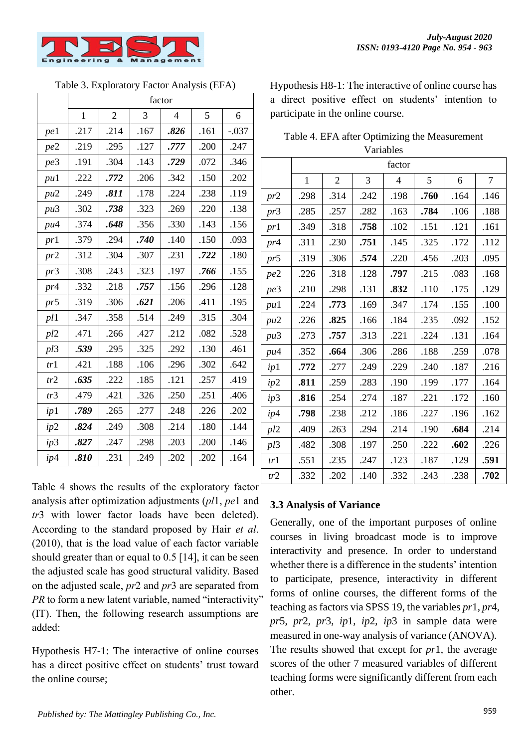Table 3. Exploratory Factor Analysis (EFA)

| | factor | | | | | |
|---|---|---|---|---|---|---|
| | 1 | 2 | 3 | 4 | 5 | 6 |
| *pe*1 | .217 | .214 | .167 | ***.826*** | .161 | -.037 |
| *pe*2 | .219 | .295 | .127 | ***.777*** | .200 | .247 |
| *pe*3 | .191 | .304 | .143 | ***.729*** | .072 | .346 |
| *pu*1 | .222 | ***.772*** | .206 | .342 | .150 | .202 |
| *pu*2 | .249 | ***.811*** | .178 | .224 | .238 | .119 |
| *pu*3 | .302 | ***.738*** | .323 | .269 | .220 | .138 |
| *pu*4 | .374 | ***.648*** | .356 | .330 | .143 | .156 |
| *pr*1 | .379 | .294 | ***.740*** | .140 | .150 | .093 |
| *pr*2 | .312 | .304 | .307 | .231 | ***.722*** | .180 |
| *pr*3 | .308 | .243 | .323 | .197 | ***.766*** | .155 |
| *pr*4 | .332 | .218 | ***.757*** | .156 | .296 | .128 |
| *pr*5 | .319 | .306 | ***.621*** | .206 | .411 | .195 |
| *pl*1 | .347 | .358 | .514 | .249 | .315 | .304 |
| *pl*2 | .471 | .266 | .427 | .212 | .082 | .528 |
| *pl*3 | ***.539*** | .295 | .325 | .292 | .130 | .461 |
| *tr*1 | .421 | .188 | .106 | .296 | .302 | .642 |
| *tr*2 | ***.635*** | .222 | .185 | .121 | .257 | .419 |
| *tr*3 | .479 | .421 | .326 | .250 | .251 | .406 |
| *ip*1 | ***.789*** | .265 | .277 | .248 | .226 | .202 |
| *ip*2 | ***.824*** | .249 | .308 | .214 | .180 | .144 |
| *ip*3 | ***.827*** | .247 | .298 | .203 | .200 | .146 |
| *ip*4 | ***.810*** | .231 | .249 | .202 | .202 | .164 |

Table 4 shows the results of the exploratory factor analysis after optimization adjustments (*pl*1, *pe*1 and *tr*3 with lower factor loads have been deleted). According to the standard proposed by Hair *et al*. (2010), that is the load value of each factor variable should greater than or equal to 0.5 [14], it can be seen the adjusted scale has good structural validity. Based on the adjusted scale, *pr*2 and *pr*3 are separated from *PR* to form a new latent variable, named "interactivity" (IT). Then, the following research assumptions are added:

Hypothesis H7-1: The interactive of online courses has a direct positive effect on students' trust toward the online course;

Hypothesis H8-1: The interactive of online course has a direct positive effect on students' intention to participate in the online course.

Table 4. EFA after Optimizing the Measurement Variables

| | factor | | | | | | |
|---|---|---|---|---|---|---|---|
| | 1 | 2 | 3 | 4 | 5 | 6 | 7 |
| *pr*2 | .298 | .314 | .242 | .198 | **.760** | .164 | .146 |
| *pr*3 | .285 | .257 | .282 | .163 | **.784** | .106 | .188 |
| *pr*1 | .349 | .318 | **.758** | .102 | .151 | .121 | .161 |
| *pr*4 | .311 | .230 | **.751** | .145 | .325 | .172 | .112 |
| *pr*5 | .319 | .306 | **.574** | .220 | .456 | .203 | .095 |
| *pe*2 | .226 | .318 | .128 | **.797** | .215 | .083 | .168 |
| *pe*3 | .210 | .298 | .131 | **.832** | .110 | .175 | .129 |
| *pu*1 | .224 | **.773** | .169 | .347 | .174 | .155 | .100 |
| *pu*2 | .226 | **.825** | .166 | .184 | .235 | .092 | .152 |
| *pu*3 | .273 | **.757** | .313 | .221 | .224 | .131 | .164 |
| *pu*4 | .352 | **.664** | .306 | .286 | .188 | .259 | .078 |
| *ip*1 | **.772** | .277 | .249 | .229 | .240 | .187 | .216 |
| *ip*2 | **.811** | .259 | .283 | .190 | .199 | .177 | .164 |
| *ip*3 | **.816** | .254 | .274 | .187 | .221 | .172 | .160 |
| *ip*4 | **.798** | .238 | .212 | .186 | .227 | .196 | .162 |
| *pl*2 | .409 | .263 | .294 | .214 | .190 | **.684** | .214 |
| *pl*3 | .482 | .308 | .197 | .250 | .222 | **.602** | .226 |
| *tr*1 | .551 | .235 | .247 | .123 | .187 | .129 | **.591** |
| *tr*2 | .332 | .202 | .140 | .332 | .243 | .238 | **.702** |

### 3.3 Analysis of Variance

Generally, one of the important purposes of online courses in living broadcast mode is to improve interactivity and presence. In order to understand whether there is a difference in the students' intention to participate, presence, interactivity in different forms of online courses, the different forms of the teaching as factors via SPSS 19, the variables *pr*1, *pr*4, *pr*5, *pr*2, *pr*3, *ip*1, *ip*2, *ip*3 in sample data were measured in one-way analysis of variance (ANOVA). The results showed that except for *pr*1, the average scores of the other 7 measured variables of different teaching forms were significantly different from each other.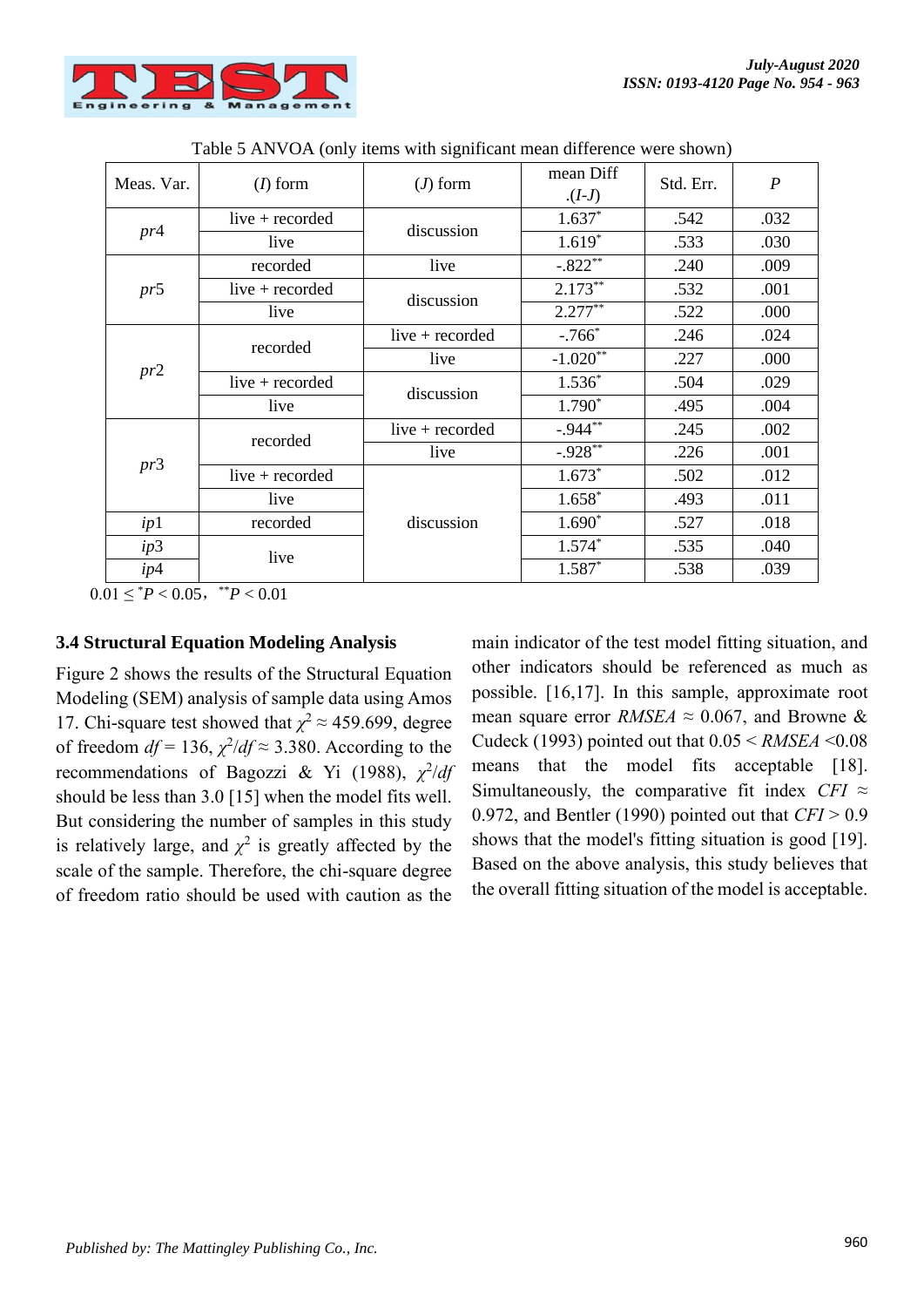Table 5 ANVOA (only items with significant mean difference were shown)

| Meas. Var. | (*I*) form | (*J*) form | mean Diff .(*I-J*) | Std. Err. | *P* |
|---|---|---|---|---|---|
| *pr*4 | live + recorded | discussion | 1.637* | .542 | .032 |
| | live | | 1.619* | .533 | .030 |
| *pr*5 | recorded | live | -.822** | .240 | .009 |
| | live + recorded | discussion | 2.173** | .532 | .001 |
| | live | | 2.277** | .522 | .000 |
| *pr*2 | recorded | live + recorded | -.766* | .246 | .024 |
| | | live | -1.020** | .227 | .000 |
| | live + recorded | discussion | 1.536* | .504 | .029 |
| | live | | 1.790* | .495 | .004 |
| *pr*3 | recorded | live + recorded | -.944** | .245 | .002 |
| | | live | -.928** | .226 | .001 |
| | live + recorded | discussion | 1.673* | .502 | .012 |
| | live | | 1.658* | .493 | .011 |
| *ip*1 | recorded | | 1.690* | .527 | .018 |
| *ip*3 | live | | 1.574* | .535 | .040 |
| *ip*4 | | | 1.587* | .538 | .039 |

$0.01 \leq {}^{*}P < 0.05$, ${}^{**}P < 0.01$

### 3.4 Structural Equation Modeling Analysis

Figure 2 shows the results of the Structural Equation Modeling (SEM) analysis of sample data using Amos 17. Chi-square test showed that $\chi^2 \approx 459.699$, degree of freedom $df = 136$, $\chi^2/df \approx 3.380$. According to the recommendations of Bagozzi & Yi (1988), $\chi^2/df$ should be less than 3.0 [15] when the model fits well. But considering the number of samples in this study is relatively large, and $\chi^2$ is greatly affected by the scale of the sample. Therefore, the chi-square degree of freedom ratio should be used with caution as the main indicator of the test model fitting situation, and other indicators should be referenced as much as possible. [16,17]. In this sample, approximate root mean square error $RMSEA \approx 0.067$, and Browne & Cudeck (1993) pointed out that $0.05 < RMSEA < 0.08$ means that the model fits acceptable [18]. Simultaneously, the comparative fit index $CFI \approx 0.972$, and Bentler (1990) pointed out that $CFI > 0.9$ shows that the model's fitting situation is good [19]. Based on the above analysis, this study believes that the overall fitting situation of the model is acceptable.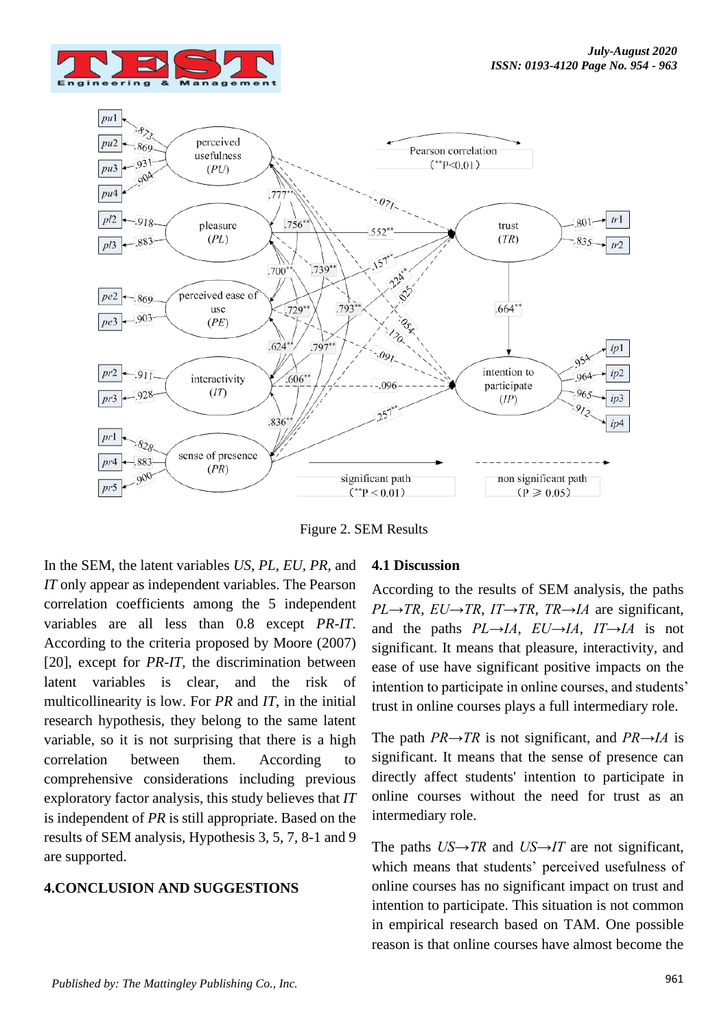Figure 2. SEM Results

In the SEM, the latent variables *US*, *PL*, *EU*, *PR*, and *IT* only appear as independent variables. The Pearson correlation coefficients among the 5 independent variables are all less than 0.8 except *PR-IT*. According to the criteria proposed by Moore (2007) [20], except for *PR-IT*, the discrimination between latent variables is clear, and the risk of multicollinearity is low. For *PR* and *IT*, in the initial research hypothesis, they belong to the same latent variable, so it is not surprising that there is a high correlation between them. According to comprehensive considerations including previous exploratory factor analysis, this study believes that *IT* is independent of *PR* is still appropriate. Based on the results of SEM analysis, Hypothesis 3, 5, 7, 8-1 and 9 are supported.

## 4.CONCLUSION AND SUGGESTIONS

### 4.1 Discussion

According to the results of SEM analysis, the paths *PL→TR*, *EU→TR*, *IT→TR*, *TR→IA* are significant, and the paths *PL→IA*, *EU→IA*, *IT→IA* is not significant. It means that pleasure, interactivity, and ease of use have significant positive impacts on the intention to participate in online courses, and students' trust in online courses plays a full intermediary role.

The path *PR→TR* is not significant, and *PR→IA* is significant. It means that the sense of presence can directly affect students' intention to participate in online courses without the need for trust as an intermediary role.

The paths *US→TR* and *US→IT* are not significant, which means that students' perceived usefulness of online courses has no significant impact on trust and intention to participate. This situation is not common in empirical research based on TAM. One possible reason is that online courses have almost become the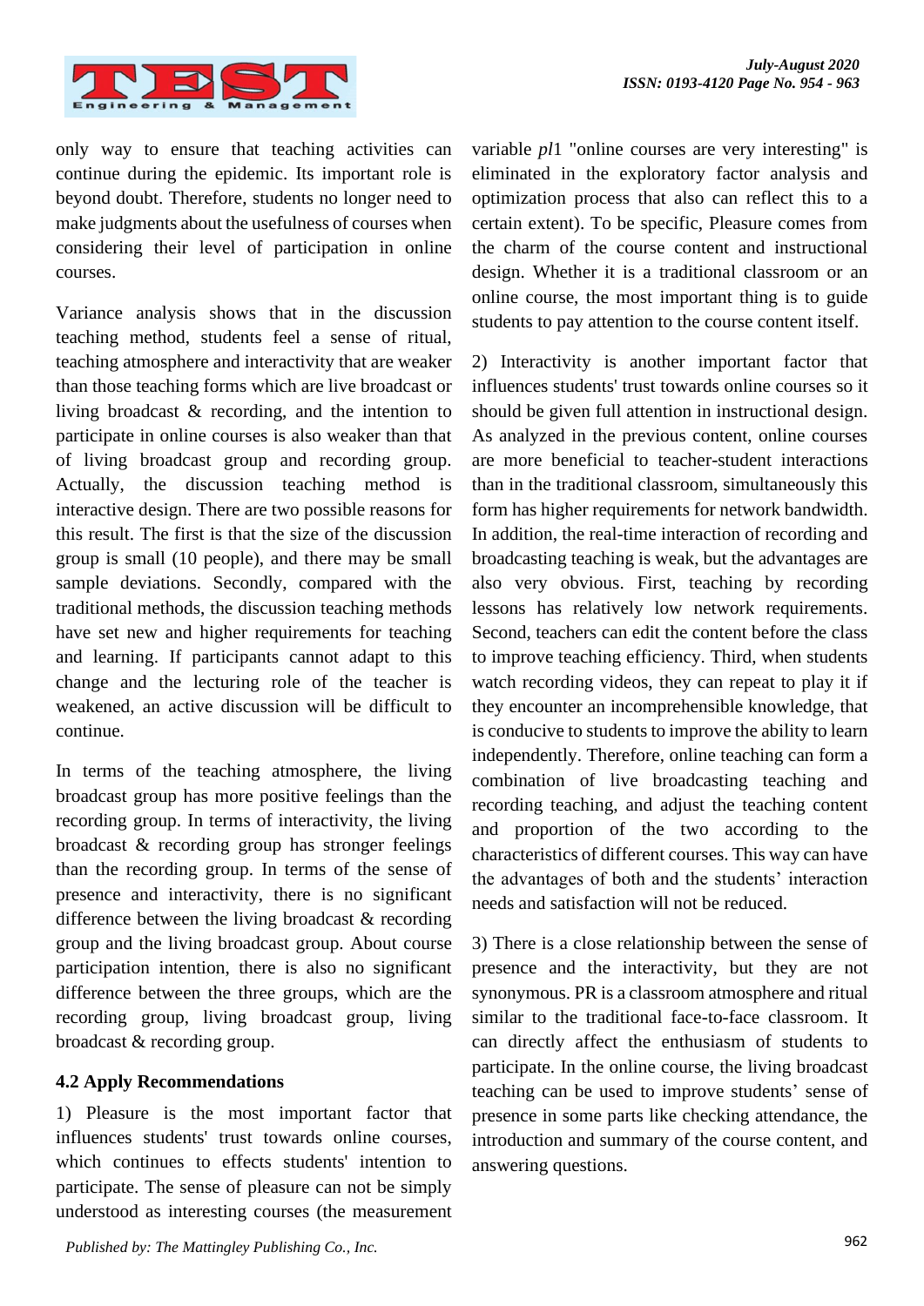only way to ensure that teaching activities can continue during the epidemic. Its important role is beyond doubt. Therefore, students no longer need to make judgments about the usefulness of courses when considering their level of participation in online courses.

Variance analysis shows that in the discussion teaching method, students feel a sense of ritual, teaching atmosphere and interactivity that are weaker than those teaching forms which are live broadcast or living broadcast & recording, and the intention to participate in online courses is also weaker than that of living broadcast group and recording group. Actually, the discussion teaching method is interactive design. There are two possible reasons for this result. The first is that the size of the discussion group is small (10 people), and there may be small sample deviations. Secondly, compared with the traditional methods, the discussion teaching methods have set new and higher requirements for teaching and learning. If participants cannot adapt to this change and the lecturing role of the teacher is weakened, an active discussion will be difficult to continue.

In terms of the teaching atmosphere, the living broadcast group has more positive feelings than the recording group. In terms of interactivity, the living broadcast & recording group has stronger feelings than the recording group. In terms of the sense of presence and interactivity, there is no significant difference between the living broadcast & recording group and the living broadcast group. About course participation intention, there is also no significant difference between the three groups, which are the recording group, living broadcast group, living broadcast & recording group.

### 4.2 Apply Recommendations

1) Pleasure is the most important factor that influences students' trust towards online courses, which continues to effects students' intention to participate. The sense of pleasure can not be simply understood as interesting courses (the measurement variable *pl*1 "online courses are very interesting" is eliminated in the exploratory factor analysis and optimization process that also can reflect this to a certain extent). To be specific, Pleasure comes from the charm of the course content and instructional design. Whether it is a traditional classroom or an online course, the most important thing is to guide students to pay attention to the course content itself.

2) Interactivity is another important factor that influences students' trust towards online courses so it should be given full attention in instructional design. As analyzed in the previous content, online courses are more beneficial to teacher-student interactions than in the traditional classroom, simultaneously this form has higher requirements for network bandwidth. In addition, the real-time interaction of recording and broadcasting teaching is weak, but the advantages are also very obvious. First, teaching by recording lessons has relatively low network requirements. Second, teachers can edit the content before the class to improve teaching efficiency. Third, when students watch recording videos, they can repeat to play it if they encounter an incomprehensible knowledge, that is conducive to students to improve the ability to learn independently. Therefore, online teaching can form a combination of live broadcasting teaching and recording teaching, and adjust the teaching content and proportion of the two according to the characteristics of different courses. This way can have the advantages of both and the students' interaction needs and satisfaction will not be reduced.

3) There is a close relationship between the sense of presence and the interactivity, but they are not synonymous. PR is a classroom atmosphere and ritual similar to the traditional face-to-face classroom. It can directly affect the enthusiasm of students to participate. In the online course, the living broadcast teaching can be used to improve students' sense of presence in some parts like checking attendance, the introduction and summary of the course content, and answering questions.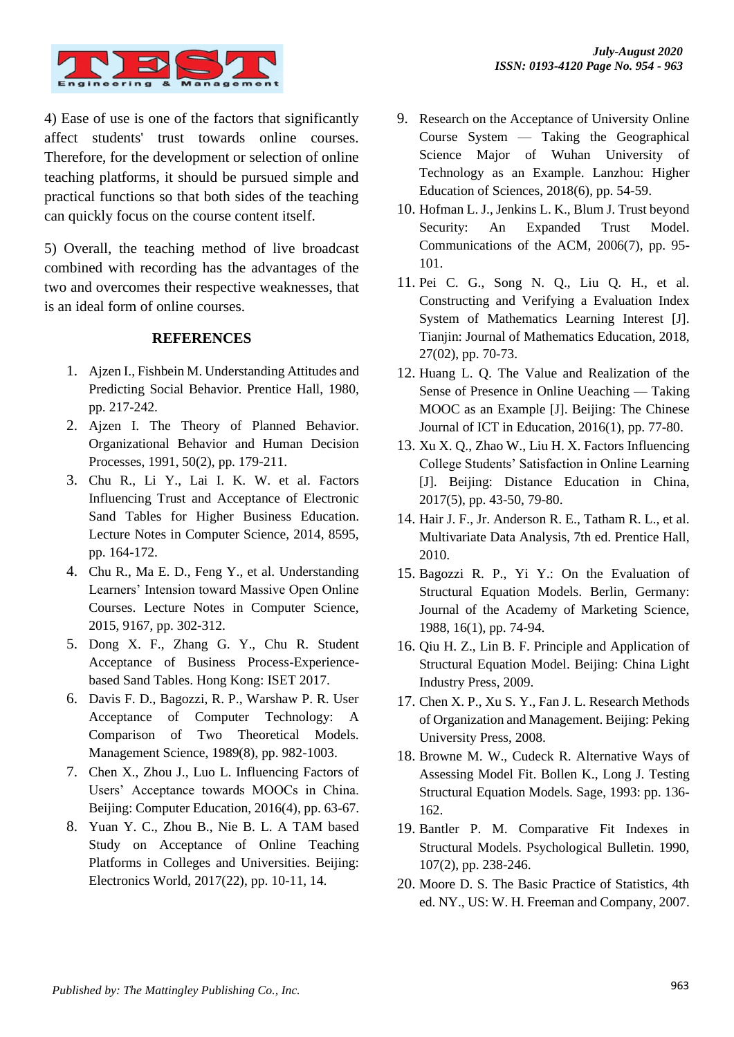4) Ease of use is one of the factors that significantly affect students' trust towards online courses. Therefore, for the development or selection of online teaching platforms, it should be pursued simple and practical functions so that both sides of the teaching can quickly focus on the course content itself.

5) Overall, the teaching method of live broadcast combined with recording has the advantages of the two and overcomes their respective weaknesses, that is an ideal form of online courses.

## REFERENCES

1. Ajzen I., Fishbein M. Understanding Attitudes and Predicting Social Behavior. Prentice Hall, 1980, pp. 217-242.
2. Ajzen I. The Theory of Planned Behavior. Organizational Behavior and Human Decision Processes, 1991, 50(2), pp. 179-211.
3. Chu R., Li Y., Lai I. K. W. et al. Factors Influencing Trust and Acceptance of Electronic Sand Tables for Higher Business Education. Lecture Notes in Computer Science, 2014, 8595, pp. 164-172.
4. Chu R., Ma E. D., Feng Y., et al. Understanding Learners' Intension toward Massive Open Online Courses. Lecture Notes in Computer Science, 2015, 9167, pp. 302-312.
5. Dong X. F., Zhang G. Y., Chu R. Student Acceptance of Business Process-Experience-based Sand Tables. Hong Kong: ISET 2017.
6. Davis F. D., Bagozzi, R. P., Warshaw P. R. User Acceptance of Computer Technology: A Comparison of Two Theoretical Models. Management Science, 1989(8), pp. 982-1003.
7. Chen X., Zhou J., Luo L. Influencing Factors of Users' Acceptance towards MOOCs in China. Beijing: Computer Education, 2016(4), pp. 63-67.
8. Yuan Y. C., Zhou B., Nie B. L. A TAM based Study on Acceptance of Online Teaching Platforms in Colleges and Universities. Beijing: Electronics World, 2017(22), pp. 10-11, 14.
9. Research on the Acceptance of University Online Course System — Taking the Geographical Science Major of Wuhan University of Technology as an Example. Lanzhou: Higher Education of Sciences, 2018(6), pp. 54-59.
10. Hofman L. J., Jenkins L. K., Blum J. Trust beyond Security: An Expanded Trust Model. Communications of the ACM, 2006(7), pp. 95-101.
11. Pei C. G., Song N. Q., Liu Q. H., et al. Constructing and Verifying a Evaluation Index System of Mathematics Learning Interest [J]. Tianjin: Journal of Mathematics Education, 2018, 27(02), pp. 70-73.
12. Huang L. Q. The Value and Realization of the Sense of Presence in Online Ueaching — Taking MOOC as an Example [J]. Beijing: The Chinese Journal of ICT in Education, 2016(1), pp. 77-80.
13. Xu X. Q., Zhao W., Liu H. X. Factors Influencing College Students' Satisfaction in Online Learning [J]. Beijing: Distance Education in China, 2017(5), pp. 43-50, 79-80.
14. Hair J. F., Jr. Anderson R. E., Tatham R. L., et al. Multivariate Data Analysis, 7th ed. Prentice Hall, 2010.
15. Bagozzi R. P., Yi Y.: On the Evaluation of Structural Equation Models. Berlin, Germany: Journal of the Academy of Marketing Science, 1988, 16(1), pp. 74-94.
16. Qiu H. Z., Lin B. F. Principle and Application of Structural Equation Model. Beijing: China Light Industry Press, 2009.
17. Chen X. P., Xu S. Y., Fan J. L. Research Methods of Organization and Management. Beijing: Peking University Press, 2008.
18. Browne M. W., Cudeck R. Alternative Ways of Assessing Model Fit. Bollen K., Long J. Testing Structural Equation Models. Sage, 1993: pp. 136-162.
19. Bantler P. M. Comparative Fit Indexes in Structural Models. Psychological Bulletin. 1990, 107(2), pp. 238-246.
20. Moore D. S. The Basic Practice of Statistics, 4th ed. NY., US: W. H. Freeman and Company, 2007.